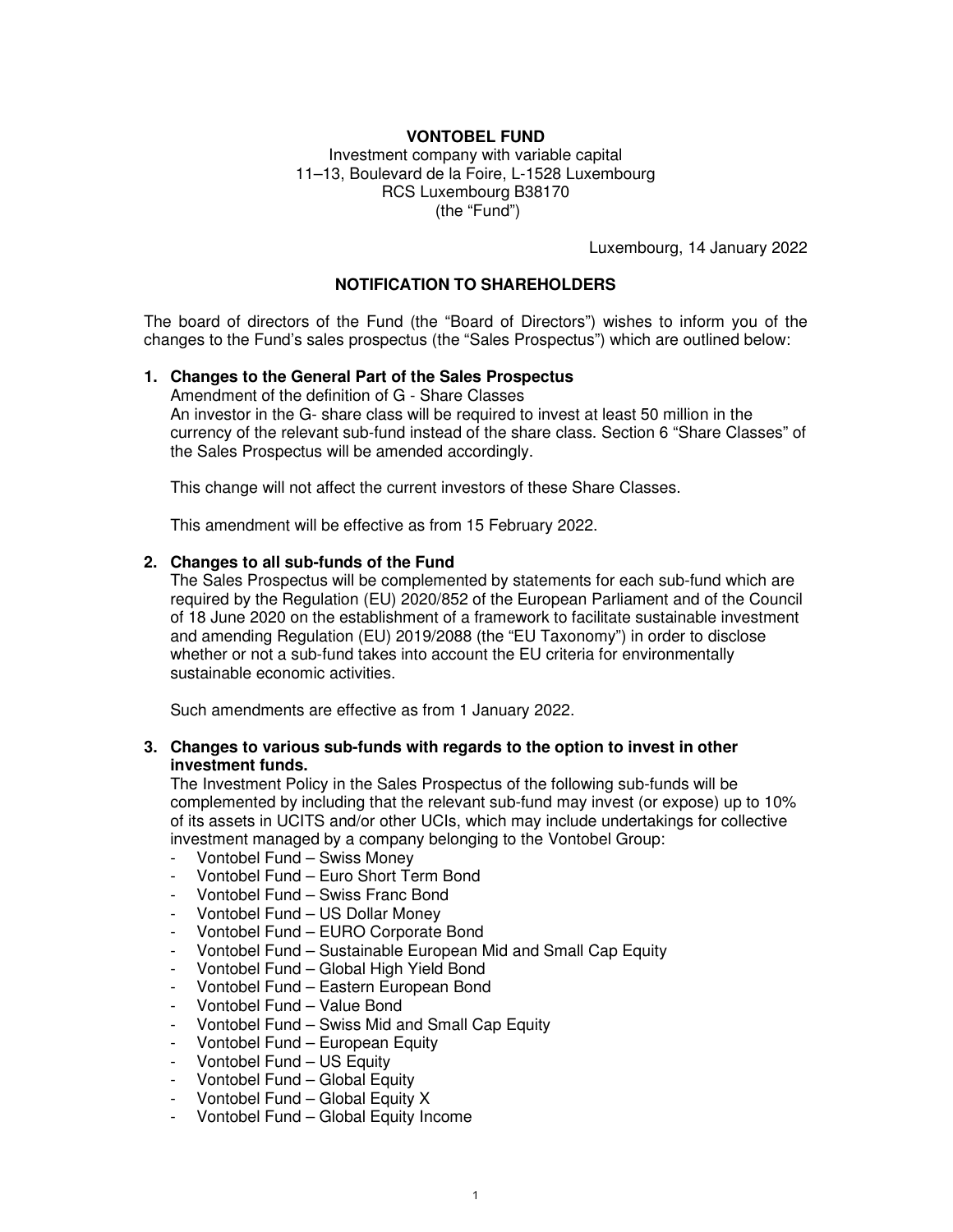**VONTOBEL FUND**

Investment company with variable capital
11–13, Boulevard de la Foire, L-1528 Luxembourg
RCS Luxembourg B38170
(the "Fund")

Luxembourg, 14 January 2022

**NOTIFICATION TO SHAREHOLDERS**

The board of directors of the Fund (the "Board of Directors") wishes to inform you of the changes to the Fund's sales prospectus (the "Sales Prospectus") which are outlined below:

1. **Changes to the General Part of the Sales Prospectus**

   Amendment of the definition of G - Share Classes
   An investor in the G- share class will be required to invest at least 50 million in the currency of the relevant sub-fund instead of the share class. Section 6 "Share Classes" of the Sales Prospectus will be amended accordingly.

   This change will not affect the current investors of these Share Classes.

   This amendment will be effective as from 15 February 2022.

2. **Changes to all sub-funds of the Fund**

   The Sales Prospectus will be complemented by statements for each sub-fund which are required by the Regulation (EU) 2020/852 of the European Parliament and of the Council of 18 June 2020 on the establishment of a framework to facilitate sustainable investment and amending Regulation (EU) 2019/2088 (the "EU Taxonomy") in order to disclose whether or not a sub-fund takes into account the EU criteria for environmentally sustainable economic activities.

   Such amendments are effective as from 1 January 2022.

3. **Changes to various sub-funds with regards to the option to invest in other investment funds.**

   The Investment Policy in the Sales Prospectus of the following sub-funds will be complemented by including that the relevant sub-fund may invest (or expose) up to 10% of its assets in UCITS and/or other UCIs, which may include undertakings for collective investment managed by a company belonging to the Vontobel Group:
   - Vontobel Fund – Swiss Money
   - Vontobel Fund – Euro Short Term Bond
   - Vontobel Fund – Swiss Franc Bond
   - Vontobel Fund – US Dollar Money
   - Vontobel Fund – EURO Corporate Bond
   - Vontobel Fund – Sustainable European Mid and Small Cap Equity
   - Vontobel Fund – Global High Yield Bond
   - Vontobel Fund – Eastern European Bond
   - Vontobel Fund – Value Bond
   - Vontobel Fund – Swiss Mid and Small Cap Equity
   - Vontobel Fund – European Equity
   - Vontobel Fund – US Equity
   - Vontobel Fund – Global Equity
   - Vontobel Fund – Global Equity X
   - Vontobel Fund – Global Equity Income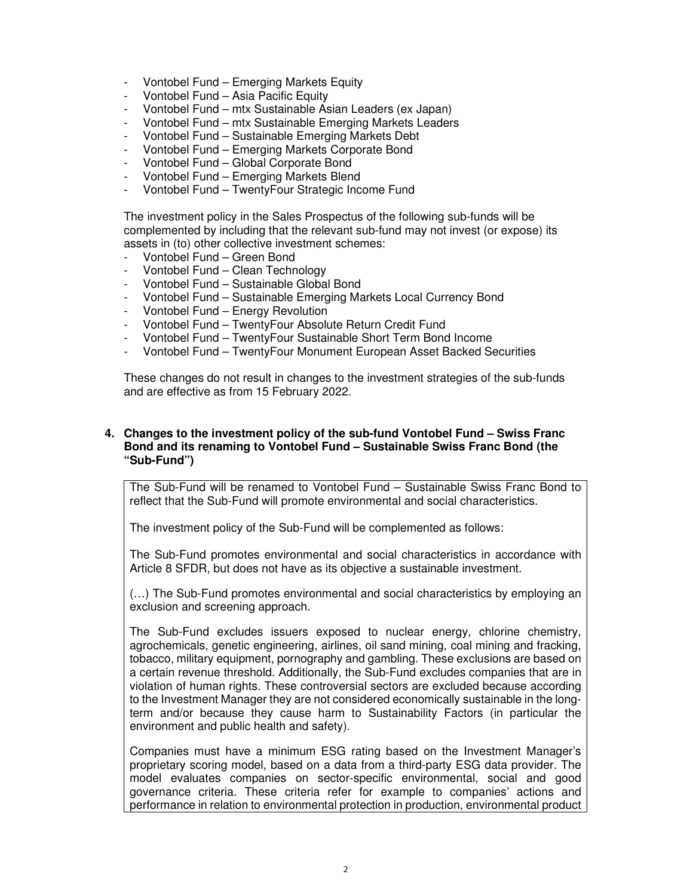- Vontobel Fund – Emerging Markets Equity
- Vontobel Fund – Asia Pacific Equity
- Vontobel Fund – mtx Sustainable Asian Leaders (ex Japan)
- Vontobel Fund – mtx Sustainable Emerging Markets Leaders
- Vontobel Fund – Sustainable Emerging Markets Debt
- Vontobel Fund – Emerging Markets Corporate Bond
- Vontobel Fund – Global Corporate Bond
- Vontobel Fund – Emerging Markets Blend
- Vontobel Fund – TwentyFour Strategic Income Fund

The investment policy in the Sales Prospectus of the following sub-funds will be complemented by including that the relevant sub-fund may not invest (or expose) its assets in (to) other collective investment schemes:

- Vontobel Fund – Green Bond
- Vontobel Fund – Clean Technology
- Vontobel Fund – Sustainable Global Bond
- Vontobel Fund – Sustainable Emerging Markets Local Currency Bond
- Vontobel Fund – Energy Revolution
- Vontobel Fund – TwentyFour Absolute Return Credit Fund
- Vontobel Fund – TwentyFour Sustainable Short Term Bond Income
- Vontobel Fund – TwentyFour Monument European Asset Backed Securities

These changes do not result in changes to the investment strategies of the sub-funds and are effective as from 15 February 2022.

**4. Changes to the investment policy of the sub-fund Vontobel Fund – Swiss Franc Bond and its renaming to Vontobel Fund – Sustainable Swiss Franc Bond (the "Sub-Fund")**

The Sub-Fund will be renamed to Vontobel Fund – Sustainable Swiss Franc Bond to reflect that the Sub-Fund will promote environmental and social characteristics.

The investment policy of the Sub-Fund will be complemented as follows:

The Sub-Fund promotes environmental and social characteristics in accordance with Article 8 SFDR, but does not have as its objective a sustainable investment.

(…) The Sub-Fund promotes environmental and social characteristics by employing an exclusion and screening approach.

The Sub-Fund excludes issuers exposed to nuclear energy, chlorine chemistry, agrochemicals, genetic engineering, airlines, oil sand mining, coal mining and fracking, tobacco, military equipment, pornography and gambling. These exclusions are based on a certain revenue threshold. Additionally, the Sub-Fund excludes companies that are in violation of human rights. These controversial sectors are excluded because according to the Investment Manager they are not considered economically sustainable in the long-term and/or because they cause harm to Sustainability Factors (in particular the environment and public health and safety).

Companies must have a minimum ESG rating based on the Investment Manager's proprietary scoring model, based on a data from a third-party ESG data provider. The model evaluates companies on sector-specific environmental, social and good governance criteria. These criteria refer for example to companies' actions and performance in relation to environmental protection in production, environmental product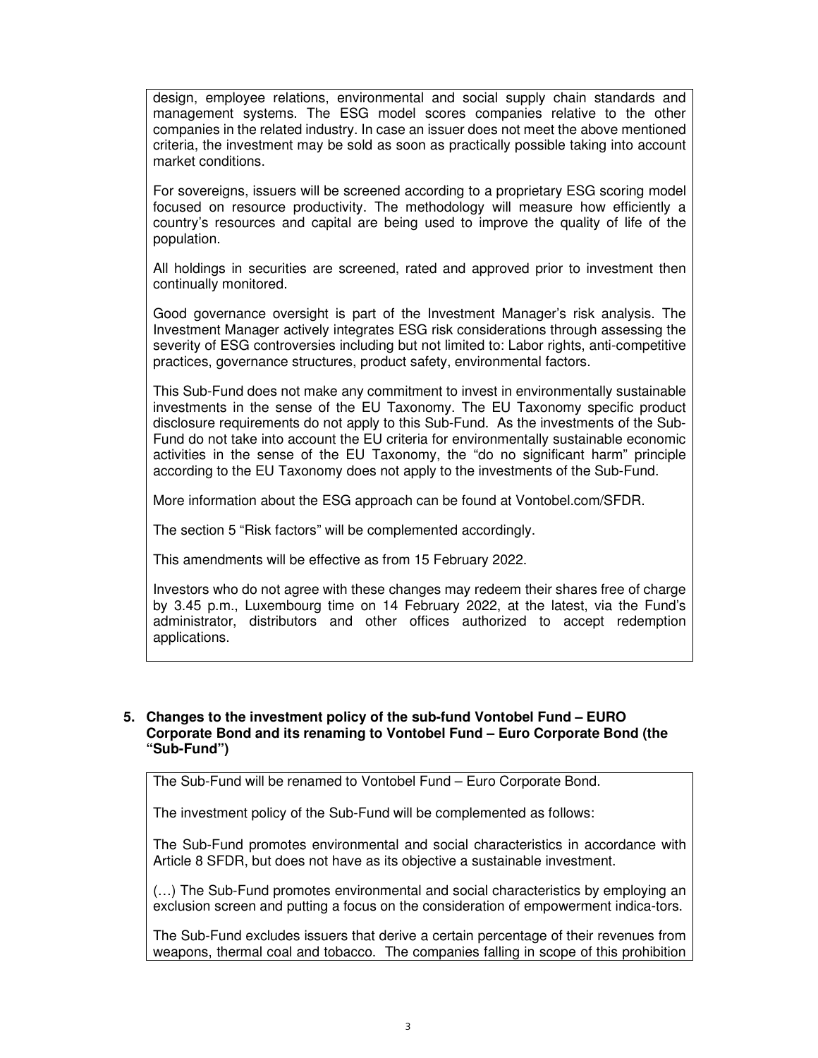design, employee relations, environmental and social supply chain standards and management systems. The ESG model scores companies relative to the other companies in the related industry. In case an issuer does not meet the above mentioned criteria, the investment may be sold as soon as practically possible taking into account market conditions.

For sovereigns, issuers will be screened according to a proprietary ESG scoring model focused on resource productivity. The methodology will measure how efficiently a country's resources and capital are being used to improve the quality of life of the population.

All holdings in securities are screened, rated and approved prior to investment then continually monitored.

Good governance oversight is part of the Investment Manager's risk analysis. The Investment Manager actively integrates ESG risk considerations through assessing the severity of ESG controversies including but not limited to: Labor rights, anti-competitive practices, governance structures, product safety, environmental factors.

This Sub-Fund does not make any commitment to invest in environmentally sustainable investments in the sense of the EU Taxonomy. The EU Taxonomy specific product disclosure requirements do not apply to this Sub-Fund. As the investments of the Sub-Fund do not take into account the EU criteria for environmentally sustainable economic activities in the sense of the EU Taxonomy, the "do no significant harm" principle according to the EU Taxonomy does not apply to the investments of the Sub-Fund.

More information about the ESG approach can be found at Vontobel.com/SFDR.

The section 5 "Risk factors" will be complemented accordingly.

This amendments will be effective as from 15 February 2022.

Investors who do not agree with these changes may redeem their shares free of charge by 3.45 p.m., Luxembourg time on 14 February 2022, at the latest, via the Fund's administrator, distributors and other offices authorized to accept redemption applications.

## 5. Changes to the investment policy of the sub-fund Vontobel Fund – EURO Corporate Bond and its renaming to Vontobel Fund – Euro Corporate Bond (the "Sub-Fund")

The Sub-Fund will be renamed to Vontobel Fund – Euro Corporate Bond.

The investment policy of the Sub-Fund will be complemented as follows:

The Sub-Fund promotes environmental and social characteristics in accordance with Article 8 SFDR, but does not have as its objective a sustainable investment.

(…) The Sub-Fund promotes environmental and social characteristics by employing an exclusion screen and putting a focus on the consideration of empowerment indica-tors.

The Sub-Fund excludes issuers that derive a certain percentage of their revenues from weapons, thermal coal and tobacco. The companies falling in scope of this prohibition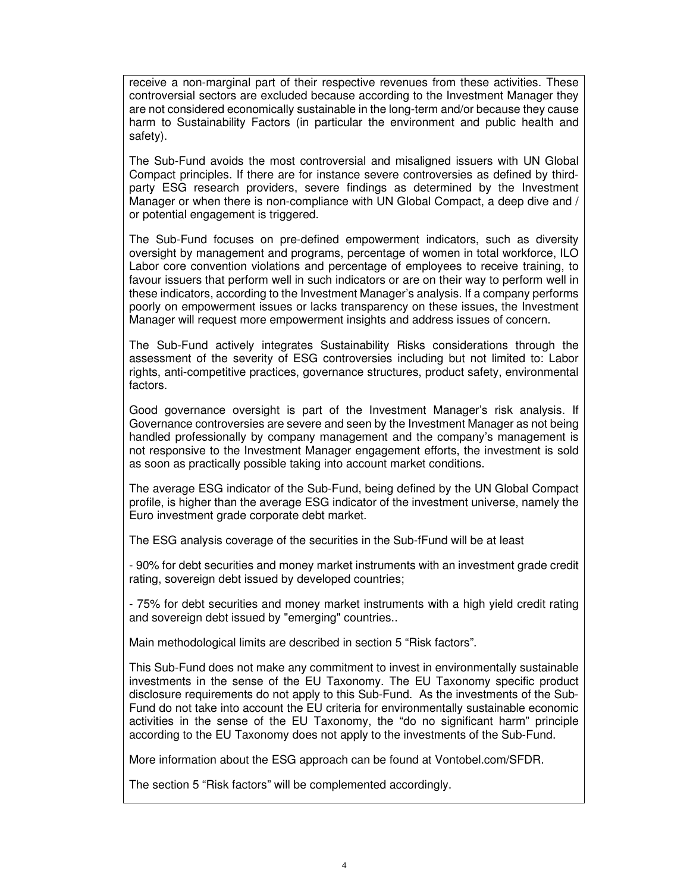receive a non-marginal part of their respective revenues from these activities. These controversial sectors are excluded because according to the Investment Manager they are not considered economically sustainable in the long-term and/or because they cause harm to Sustainability Factors (in particular the environment and public health and safety).

The Sub-Fund avoids the most controversial and misaligned issuers with UN Global Compact principles. If there are for instance severe controversies as defined by third-party ESG research providers, severe findings as determined by the Investment Manager or when there is non-compliance with UN Global Compact, a deep dive and / or potential engagement is triggered.

The Sub-Fund focuses on pre-defined empowerment indicators, such as diversity oversight by management and programs, percentage of women in total workforce, ILO Labor core convention violations and percentage of employees to receive training, to favour issuers that perform well in such indicators or are on their way to perform well in these indicators, according to the Investment Manager's analysis. If a company performs poorly on empowerment issues or lacks transparency on these issues, the Investment Manager will request more empowerment insights and address issues of concern.

The Sub-Fund actively integrates Sustainability Risks considerations through the assessment of the severity of ESG controversies including but not limited to: Labor rights, anti-competitive practices, governance structures, product safety, environmental factors.

Good governance oversight is part of the Investment Manager's risk analysis. If Governance controversies are severe and seen by the Investment Manager as not being handled professionally by company management and the company's management is not responsive to the Investment Manager engagement efforts, the investment is sold as soon as practically possible taking into account market conditions.

The average ESG indicator of the Sub-Fund, being defined by the UN Global Compact profile, is higher than the average ESG indicator of the investment universe, namely the Euro investment grade corporate debt market.

The ESG analysis coverage of the securities in the Sub-fFund will be at least

- 90% for debt securities and money market instruments with an investment grade credit rating, sovereign debt issued by developed countries;

- 75% for debt securities and money market instruments with a high yield credit rating and sovereign debt issued by "emerging" countries..

Main methodological limits are described in section 5 "Risk factors".

This Sub-Fund does not make any commitment to invest in environmentally sustainable investments in the sense of the EU Taxonomy. The EU Taxonomy specific product disclosure requirements do not apply to this Sub-Fund. As the investments of the Sub-Fund do not take into account the EU criteria for environmentally sustainable economic activities in the sense of the EU Taxonomy, the "do no significant harm" principle according to the EU Taxonomy does not apply to the investments of the Sub-Fund.

More information about the ESG approach can be found at Vontobel.com/SFDR.

The section 5 "Risk factors" will be complemented accordingly.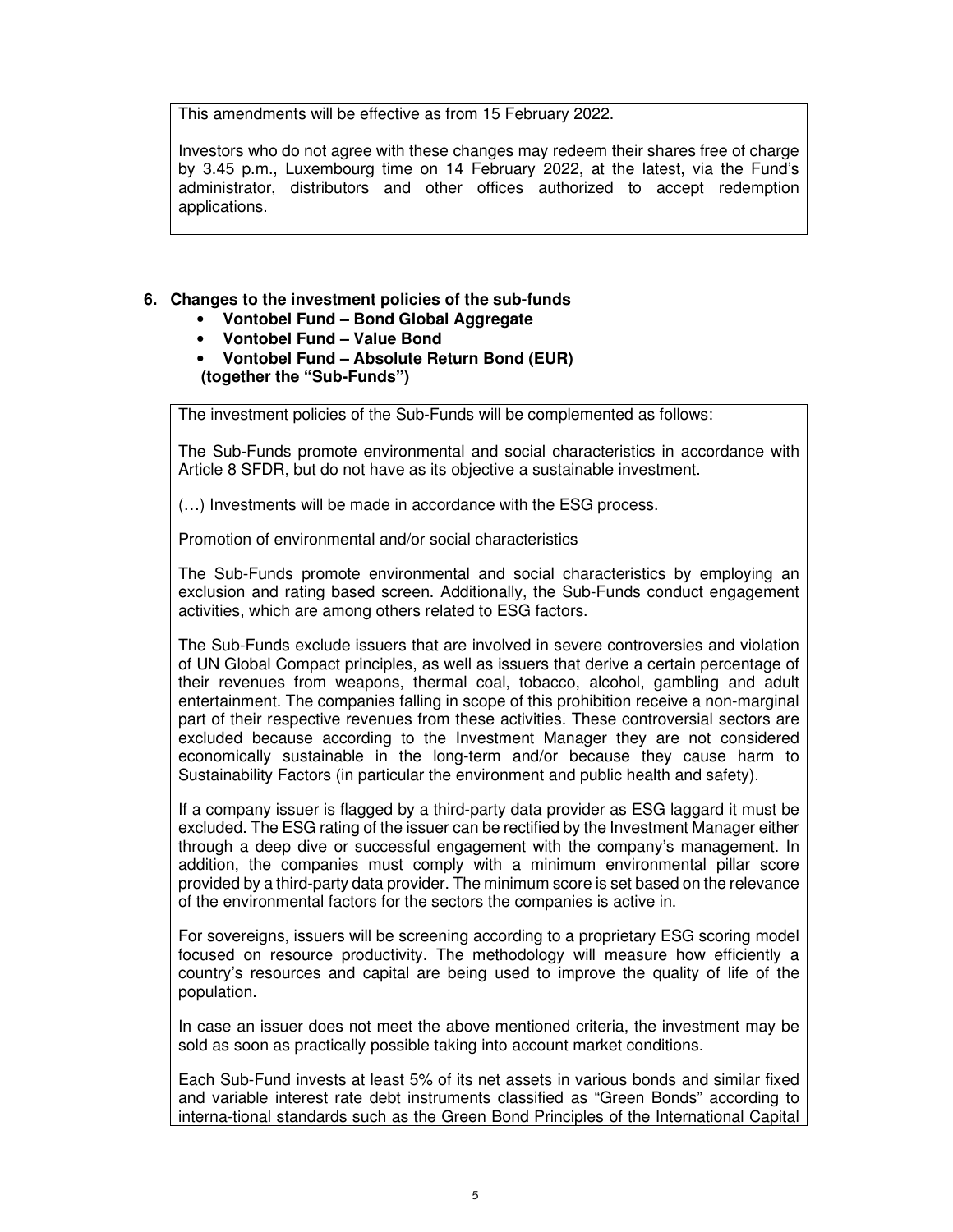This amendments will be effective as from 15 February 2022.

Investors who do not agree with these changes may redeem their shares free of charge by 3.45 p.m., Luxembourg time on 14 February 2022, at the latest, via the Fund's administrator, distributors and other offices authorized to accept redemption applications.

## 6. Changes to the investment policies of the sub-funds

- **Vontobel Fund – Bond Global Aggregate**
- **Vontobel Fund – Value Bond**
- **Vontobel Fund – Absolute Return Bond (EUR)**

**(together the "Sub-Funds")**

The investment policies of the Sub-Funds will be complemented as follows:

The Sub-Funds promote environmental and social characteristics in accordance with Article 8 SFDR, but do not have as its objective a sustainable investment.

(…) Investments will be made in accordance with the ESG process.

Promotion of environmental and/or social characteristics

The Sub-Funds promote environmental and social characteristics by employing an exclusion and rating based screen. Additionally, the Sub-Funds conduct engagement activities, which are among others related to ESG factors.

The Sub-Funds exclude issuers that are involved in severe controversies and violation of UN Global Compact principles, as well as issuers that derive a certain percentage of their revenues from weapons, thermal coal, tobacco, alcohol, gambling and adult entertainment. The companies falling in scope of this prohibition receive a non-marginal part of their respective revenues from these activities. These controversial sectors are excluded because according to the Investment Manager they are not considered economically sustainable in the long-term and/or because they cause harm to Sustainability Factors (in particular the environment and public health and safety).

If a company issuer is flagged by a third-party data provider as ESG laggard it must be excluded. The ESG rating of the issuer can be rectified by the Investment Manager either through a deep dive or successful engagement with the company's management. In addition, the companies must comply with a minimum environmental pillar score provided by a third-party data provider. The minimum score is set based on the relevance of the environmental factors for the sectors the companies is active in.

For sovereigns, issuers will be screening according to a proprietary ESG scoring model focused on resource productivity. The methodology will measure how efficiently a country's resources and capital are being used to improve the quality of life of the population.

In case an issuer does not meet the above mentioned criteria, the investment may be sold as soon as practically possible taking into account market conditions.

Each Sub-Fund invests at least 5% of its net assets in various bonds and similar fixed and variable interest rate debt instruments classified as "Green Bonds" according to interna-tional standards such as the Green Bond Principles of the International Capital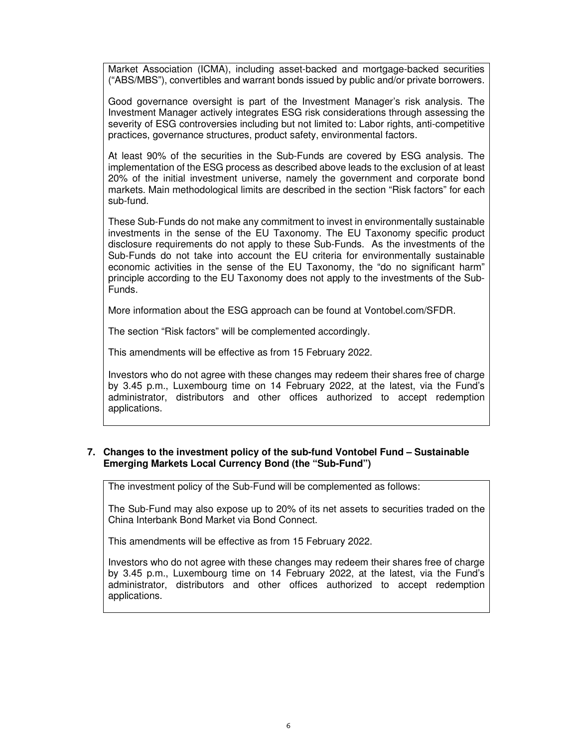Market Association (ICMA), including asset-backed and mortgage-backed securities ("ABS/MBS"), convertibles and warrant bonds issued by public and/or private borrowers.

Good governance oversight is part of the Investment Manager's risk analysis. The Investment Manager actively integrates ESG risk considerations through assessing the severity of ESG controversies including but not limited to: Labor rights, anti-competitive practices, governance structures, product safety, environmental factors.

At least 90% of the securities in the Sub-Funds are covered by ESG analysis. The implementation of the ESG process as described above leads to the exclusion of at least 20% of the initial investment universe, namely the government and corporate bond markets. Main methodological limits are described in the section "Risk factors" for each sub-fund.

These Sub-Funds do not make any commitment to invest in environmentally sustainable investments in the sense of the EU Taxonomy. The EU Taxonomy specific product disclosure requirements do not apply to these Sub-Funds. As the investments of the Sub-Funds do not take into account the EU criteria for environmentally sustainable economic activities in the sense of the EU Taxonomy, the "do no significant harm" principle according to the EU Taxonomy does not apply to the investments of the Sub-Funds.

More information about the ESG approach can be found at Vontobel.com/SFDR.

The section "Risk factors" will be complemented accordingly.

This amendments will be effective as from 15 February 2022.

Investors who do not agree with these changes may redeem their shares free of charge by 3.45 p.m., Luxembourg time on 14 February 2022, at the latest, via the Fund's administrator, distributors and other offices authorized to accept redemption applications.

## 7. Changes to the investment policy of the sub-fund Vontobel Fund – Sustainable Emerging Markets Local Currency Bond (the "Sub-Fund")

The investment policy of the Sub-Fund will be complemented as follows:

The Sub-Fund may also expose up to 20% of its net assets to securities traded on the China Interbank Bond Market via Bond Connect.

This amendments will be effective as from 15 February 2022.

Investors who do not agree with these changes may redeem their shares free of charge by 3.45 p.m., Luxembourg time on 14 February 2022, at the latest, via the Fund's administrator, distributors and other offices authorized to accept redemption applications.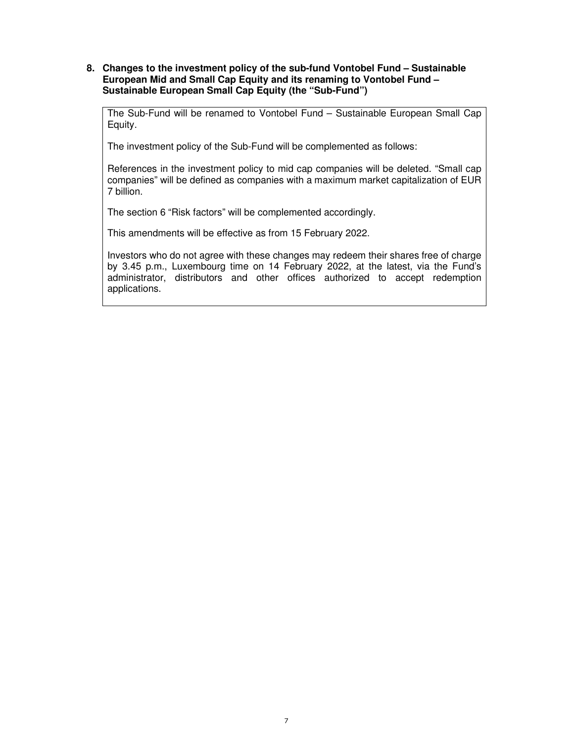**8. Changes to the investment policy of the sub-fund Vontobel Fund – Sustainable European Mid and Small Cap Equity and its renaming to Vontobel Fund – Sustainable European Small Cap Equity (the "Sub-Fund")**

The Sub-Fund will be renamed to Vontobel Fund – Sustainable European Small Cap Equity.

The investment policy of the Sub-Fund will be complemented as follows:

References in the investment policy to mid cap companies will be deleted. "Small cap companies" will be defined as companies with a maximum market capitalization of EUR 7 billion.

The section 6 "Risk factors" will be complemented accordingly.

This amendments will be effective as from 15 February 2022.

Investors who do not agree with these changes may redeem their shares free of charge by 3.45 p.m., Luxembourg time on 14 February 2022, at the latest, via the Fund's administrator, distributors and other offices authorized to accept redemption applications.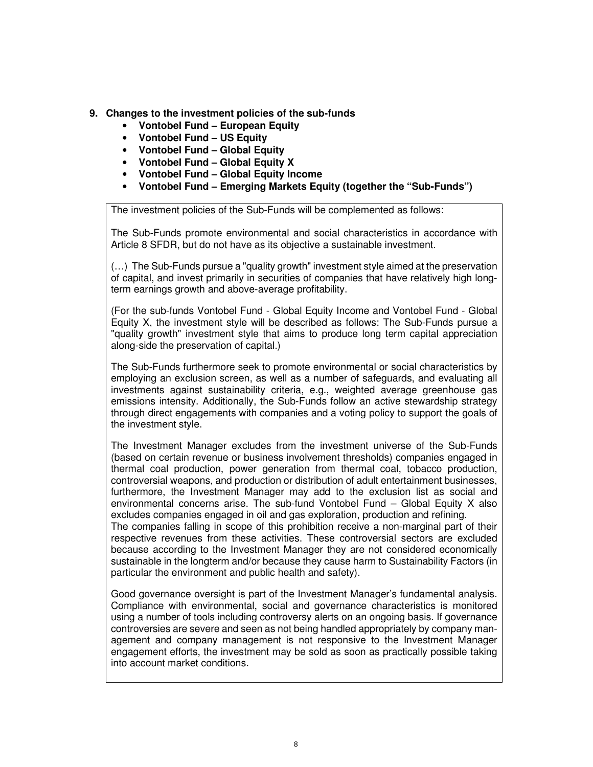## 9. Changes to the investment policies of the sub-funds

- **Vontobel Fund – European Equity**
- **Vontobel Fund – US Equity**
- **Vontobel Fund – Global Equity**
- **Vontobel Fund – Global Equity X**
- **Vontobel Fund – Global Equity Income**
- **Vontobel Fund – Emerging Markets Equity (together the "Sub-Funds")**

The investment policies of the Sub-Funds will be complemented as follows:

The Sub-Funds promote environmental and social characteristics in accordance with Article 8 SFDR, but do not have as its objective a sustainable investment.

(…) The Sub-Funds pursue a "quality growth" investment style aimed at the preservation of capital, and invest primarily in securities of companies that have relatively high long-term earnings growth and above-average profitability.

(For the sub-funds Vontobel Fund - Global Equity Income and Vontobel Fund - Global Equity X, the investment style will be described as follows: The Sub-Funds pursue a "quality growth" investment style that aims to produce long term capital appreciation along-side the preservation of capital.)

The Sub-Funds furthermore seek to promote environmental or social characteristics by employing an exclusion screen, as well as a number of safeguards, and evaluating all investments against sustainability criteria, e.g., weighted average greenhouse gas emissions intensity. Additionally, the Sub-Funds follow an active stewardship strategy through direct engagements with companies and a voting policy to support the goals of the investment style.

The Investment Manager excludes from the investment universe of the Sub-Funds (based on certain revenue or business involvement thresholds) companies engaged in thermal coal production, power generation from thermal coal, tobacco production, controversial weapons, and production or distribution of adult entertainment businesses, furthermore, the Investment Manager may add to the exclusion list as social and environmental concerns arise. The sub-fund Vontobel Fund – Global Equity X also excludes companies engaged in oil and gas exploration, production and refining.
The companies falling in scope of this prohibition receive a non-marginal part of their respective revenues from these activities. These controversial sectors are excluded because according to the Investment Manager they are not considered economically sustainable in the longterm and/or because they cause harm to Sustainability Factors (in particular the environment and public health and safety).

Good governance oversight is part of the Investment Manager's fundamental analysis. Compliance with environmental, social and governance characteristics is monitored using a number of tools including controversy alerts on an ongoing basis. If governance controversies are severe and seen as not being handled appropriately by company management and company management is not responsive to the Investment Manager engagement efforts, the investment may be sold as soon as practically possible taking into account market conditions.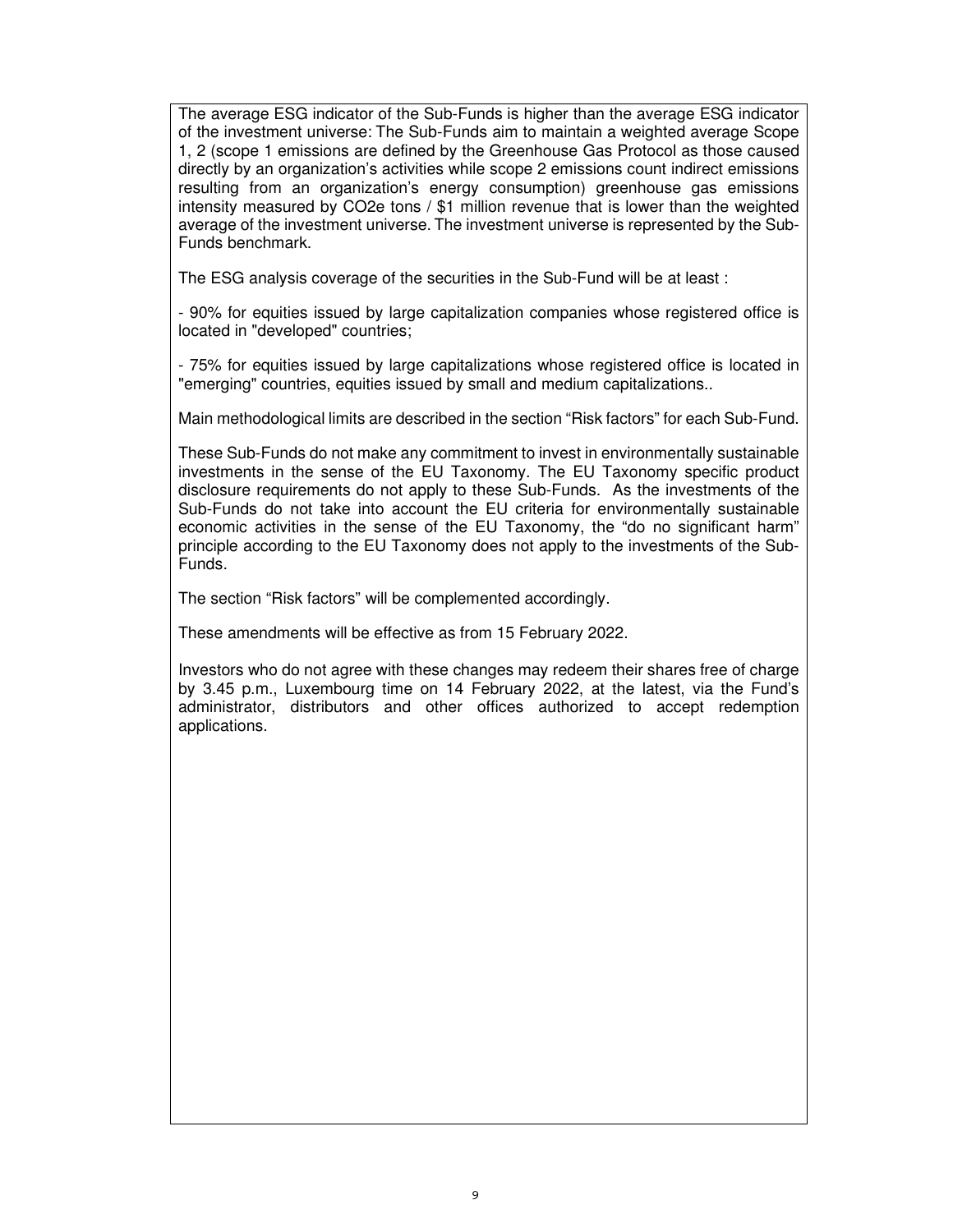The average ESG indicator of the Sub-Funds is higher than the average ESG indicator of the investment universe: The Sub-Funds aim to maintain a weighted average Scope 1, 2 (scope 1 emissions are defined by the Greenhouse Gas Protocol as those caused directly by an organization's activities while scope 2 emissions count indirect emissions resulting from an organization's energy consumption) greenhouse gas emissions intensity measured by $CO_2e$ tons / $1 million revenue that is lower than the weighted average of the investment universe. The investment universe is represented by the Sub-Funds benchmark.

The ESG analysis coverage of the securities in the Sub-Fund will be at least :

- 90% for equities issued by large capitalization companies whose registered office is located in "developed" countries;

- 75% for equities issued by large capitalizations whose registered office is located in "emerging" countries, equities issued by small and medium capitalizations..

Main methodological limits are described in the section "Risk factors" for each Sub-Fund.

These Sub-Funds do not make any commitment to invest in environmentally sustainable investments in the sense of the EU Taxonomy. The EU Taxonomy specific product disclosure requirements do not apply to these Sub-Funds. As the investments of the Sub-Funds do not take into account the EU criteria for environmentally sustainable economic activities in the sense of the EU Taxonomy, the "do no significant harm" principle according to the EU Taxonomy does not apply to the investments of the Sub-Funds.

The section "Risk factors" will be complemented accordingly.

These amendments will be effective as from 15 February 2022.

Investors who do not agree with these changes may redeem their shares free of charge by 3.45 p.m., Luxembourg time on 14 February 2022, at the latest, via the Fund's administrator, distributors and other offices authorized to accept redemption applications.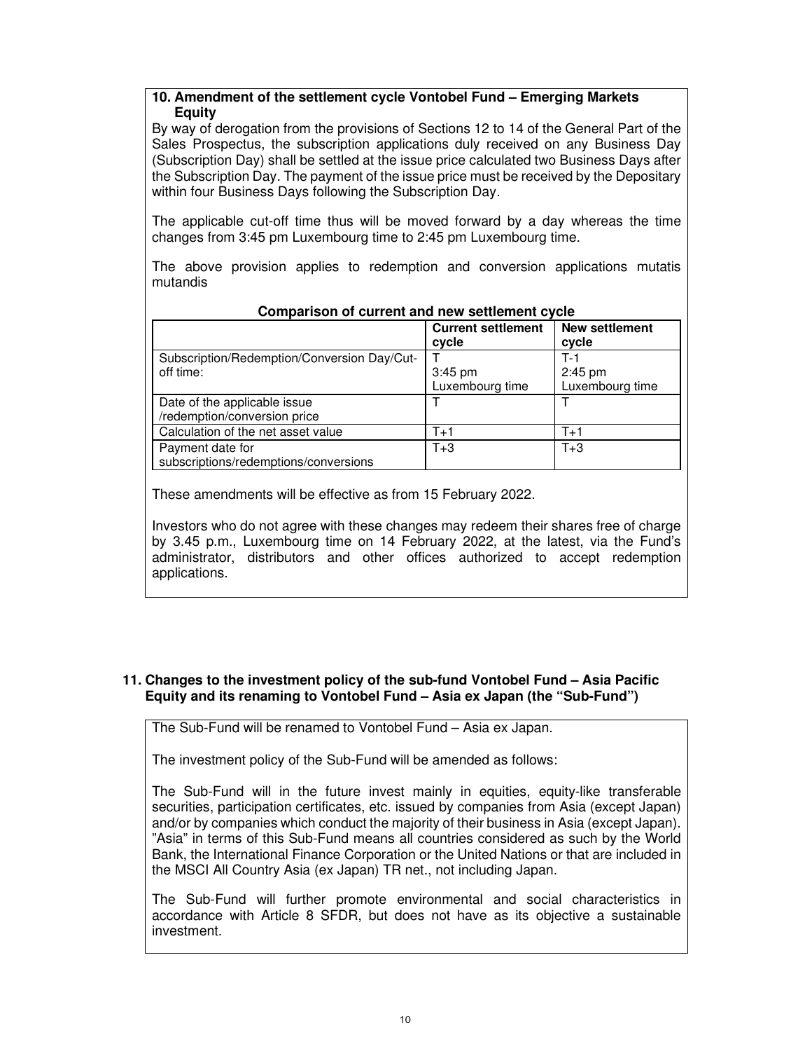**10. Amendment of the settlement cycle Vontobel Fund – Emerging Markets Equity**

By way of derogation from the provisions of Sections 12 to 14 of the General Part of the Sales Prospectus, the subscription applications duly received on any Business Day (Subscription Day) shall be settled at the issue price calculated two Business Days after the Subscription Day. The payment of the issue price must be received by the Depositary within four Business Days following the Subscription Day.

The applicable cut-off time thus will be moved forward by a day whereas the time changes from 3:45 pm Luxembourg time to 2:45 pm Luxembourg time.

The above provision applies to redemption and conversion applications mutatis mutandis

**Comparison of current and new settlement cycle**

| | **Current settlement cycle** | **New settlement cycle** |
|---|---|---|
| Subscription/Redemption/Conversion Day/Cut-off time: | T<br>3:45 pm<br>Luxembourg time | T-1<br>2:45 pm<br>Luxembourg time |
| Date of the applicable issue /redemption/conversion price | T | T |
| Calculation of the net asset value | T+1 | T+1 |
| Payment date for subscriptions/redemptions/conversions | T+3 | T+3 |

These amendments will be effective as from 15 February 2022.

Investors who do not agree with these changes may redeem their shares free of charge by 3.45 p.m., Luxembourg time on 14 February 2022, at the latest, via the Fund's administrator, distributors and other offices authorized to accept redemption applications.

**11. Changes to the investment policy of the sub-fund Vontobel Fund – Asia Pacific Equity and its renaming to Vontobel Fund – Asia ex Japan (the "Sub-Fund")**

The Sub-Fund will be renamed to Vontobel Fund – Asia ex Japan.

The investment policy of the Sub-Fund will be amended as follows:

The Sub-Fund will in the future invest mainly in equities, equity-like transferable securities, participation certificates, etc. issued by companies from Asia (except Japan) and/or by companies which conduct the majority of their business in Asia (except Japan). "Asia" in terms of this Sub-Fund means all countries considered as such by the World Bank, the International Finance Corporation or the United Nations or that are included in the MSCI All Country Asia (ex Japan) TR net., not including Japan.

The Sub-Fund will further promote environmental and social characteristics in accordance with Article 8 SFDR, but does not have as its objective a sustainable investment.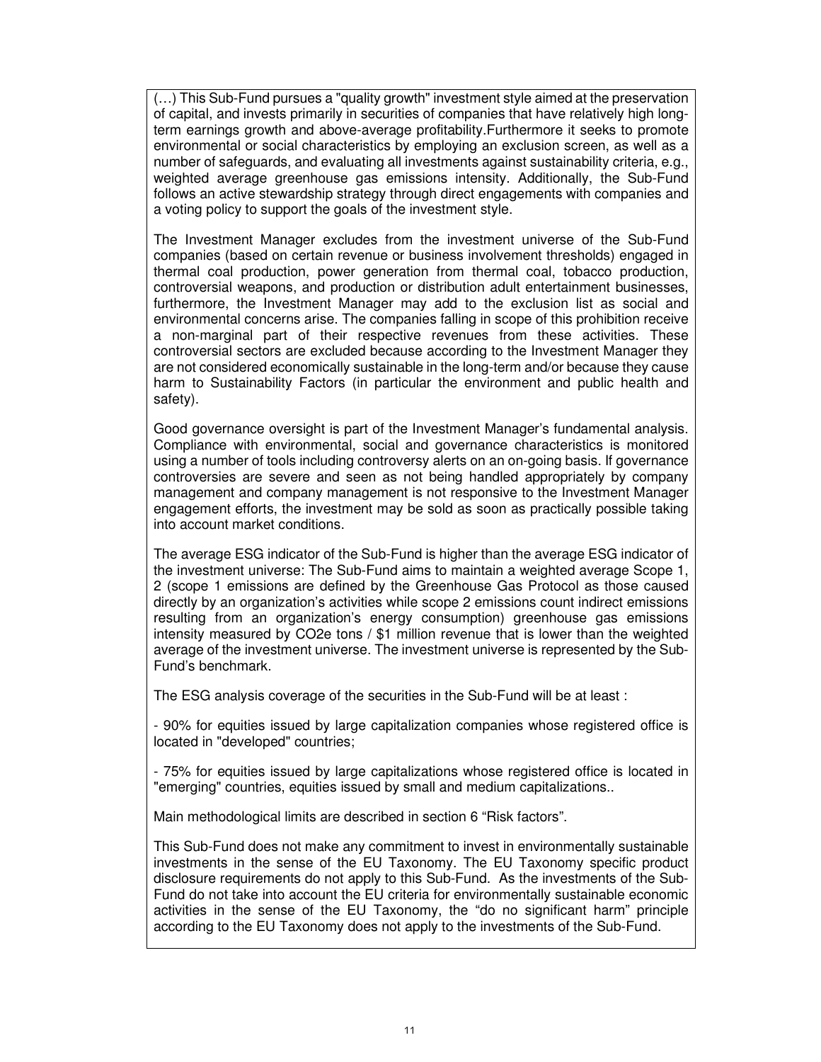(…) This Sub-Fund pursues a "quality growth" investment style aimed at the preservation of capital, and invests primarily in securities of companies that have relatively high long-term earnings growth and above-average profitability.Furthermore it seeks to promote environmental or social characteristics by employing an exclusion screen, as well as a number of safeguards, and evaluating all investments against sustainability criteria, e.g., weighted average greenhouse gas emissions intensity. Additionally, the Sub-Fund follows an active stewardship strategy through direct engagements with companies and a voting policy to support the goals of the investment style.

The Investment Manager excludes from the investment universe of the Sub-Fund companies (based on certain revenue or business involvement thresholds) engaged in thermal coal production, power generation from thermal coal, tobacco production, controversial weapons, and production or distribution adult entertainment businesses, furthermore, the Investment Manager may add to the exclusion list as social and environmental concerns arise. The companies falling in scope of this prohibition receive a non-marginal part of their respective revenues from these activities. These controversial sectors are excluded because according to the Investment Manager they are not considered economically sustainable in the long-term and/or because they cause harm to Sustainability Factors (in particular the environment and public health and safety).

Good governance oversight is part of the Investment Manager's fundamental analysis. Compliance with environmental, social and governance characteristics is monitored using a number of tools including controversy alerts on an on-going basis. If governance controversies are severe and seen as not being handled appropriately by company management and company management is not responsive to the Investment Manager engagement efforts, the investment may be sold as soon as practically possible taking into account market conditions.

The average ESG indicator of the Sub-Fund is higher than the average ESG indicator of the investment universe: The Sub-Fund aims to maintain a weighted average Scope 1, 2 (scope 1 emissions are defined by the Greenhouse Gas Protocol as those caused directly by an organization's activities while scope 2 emissions count indirect emissions resulting from an organization's energy consumption) greenhouse gas emissions intensity measured by CO2e tons / $1 million revenue that is lower than the weighted average of the investment universe. The investment universe is represented by the Sub-Fund's benchmark.

The ESG analysis coverage of the securities in the Sub-Fund will be at least :

- 90% for equities issued by large capitalization companies whose registered office is located in "developed" countries;

- 75% for equities issued by large capitalizations whose registered office is located in "emerging" countries, equities issued by small and medium capitalizations..

Main methodological limits are described in section 6 "Risk factors".

This Sub-Fund does not make any commitment to invest in environmentally sustainable investments in the sense of the EU Taxonomy. The EU Taxonomy specific product disclosure requirements do not apply to this Sub-Fund. As the investments of the Sub-Fund do not take into account the EU criteria for environmentally sustainable economic activities in the sense of the EU Taxonomy, the "do no significant harm" principle according to the EU Taxonomy does not apply to the investments of the Sub-Fund.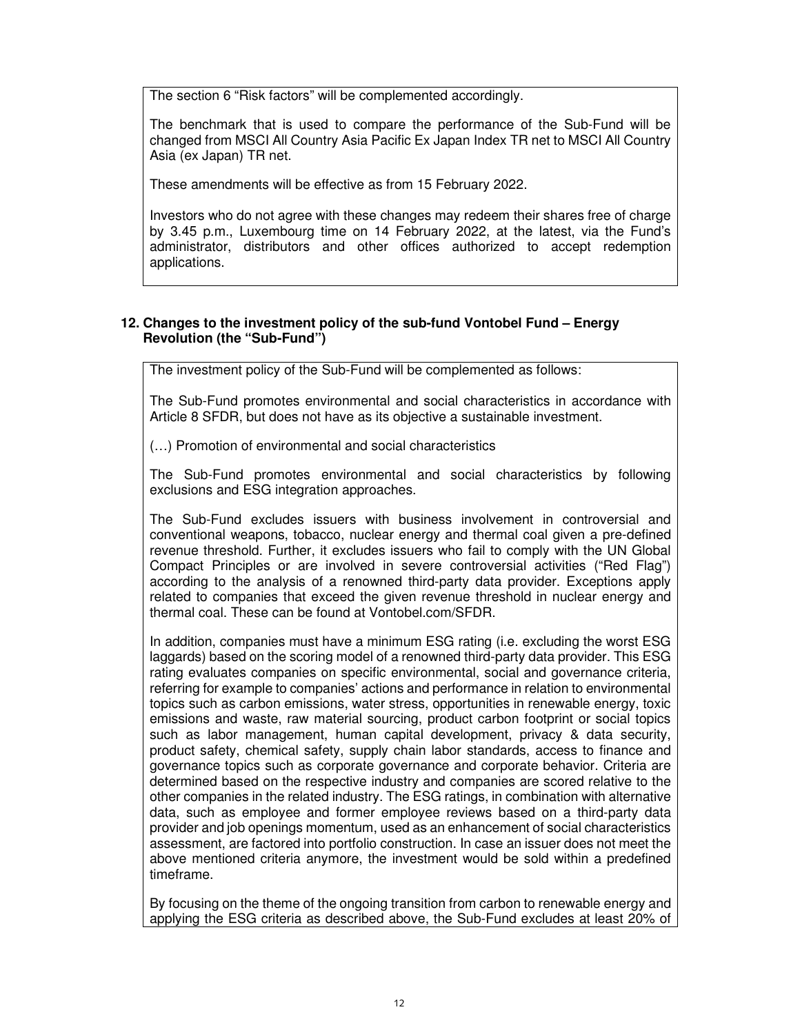The section 6 "Risk factors" will be complemented accordingly.

The benchmark that is used to compare the performance of the Sub-Fund will be changed from MSCI All Country Asia Pacific Ex Japan Index TR net to MSCI All Country Asia (ex Japan) TR net.

These amendments will be effective as from 15 February 2022.

Investors who do not agree with these changes may redeem their shares free of charge by 3.45 p.m., Luxembourg time on 14 February 2022, at the latest, via the Fund's administrator, distributors and other offices authorized to accept redemption applications.

## 12. Changes to the investment policy of the sub-fund Vontobel Fund – Energy Revolution (the "Sub-Fund")

The investment policy of the Sub-Fund will be complemented as follows:

The Sub-Fund promotes environmental and social characteristics in accordance with Article 8 SFDR, but does not have as its objective a sustainable investment.

(…) Promotion of environmental and social characteristics

The Sub-Fund promotes environmental and social characteristics by following exclusions and ESG integration approaches.

The Sub-Fund excludes issuers with business involvement in controversial and conventional weapons, tobacco, nuclear energy and thermal coal given a pre-defined revenue threshold. Further, it excludes issuers who fail to comply with the UN Global Compact Principles or are involved in severe controversial activities ("Red Flag") according to the analysis of a renowned third-party data provider. Exceptions apply related to companies that exceed the given revenue threshold in nuclear energy and thermal coal. These can be found at Vontobel.com/SFDR.

In addition, companies must have a minimum ESG rating (i.e. excluding the worst ESG laggards) based on the scoring model of a renowned third-party data provider. This ESG rating evaluates companies on specific environmental, social and governance criteria, referring for example to companies' actions and performance in relation to environmental topics such as carbon emissions, water stress, opportunities in renewable energy, toxic emissions and waste, raw material sourcing, product carbon footprint or social topics such as labor management, human capital development, privacy & data security, product safety, chemical safety, supply chain labor standards, access to finance and governance topics such as corporate governance and corporate behavior. Criteria are determined based on the respective industry and companies are scored relative to the other companies in the related industry. The ESG ratings, in combination with alternative data, such as employee and former employee reviews based on a third-party data provider and job openings momentum, used as an enhancement of social characteristics assessment, are factored into portfolio construction. In case an issuer does not meet the above mentioned criteria anymore, the investment would be sold within a predefined timeframe.

By focusing on the theme of the ongoing transition from carbon to renewable energy and applying the ESG criteria as described above, the Sub-Fund excludes at least 20% of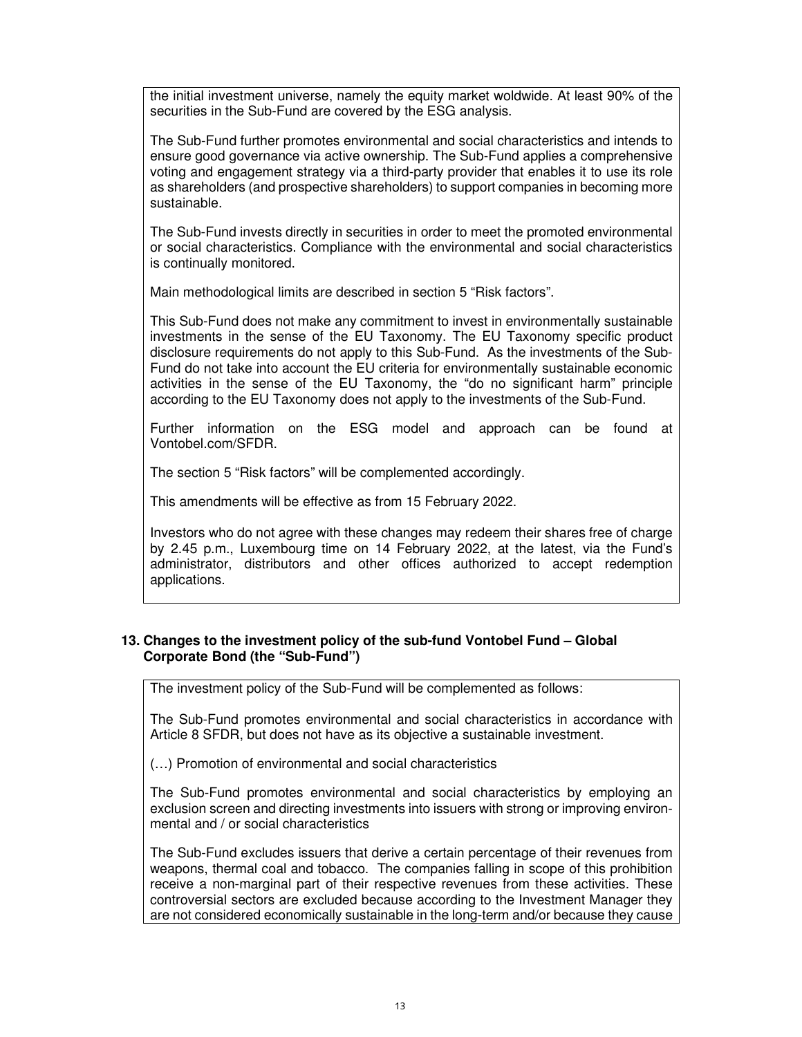the initial investment universe, namely the equity market woldwide. At least 90% of the securities in the Sub-Fund are covered by the ESG analysis.

The Sub-Fund further promotes environmental and social characteristics and intends to ensure good governance via active ownership. The Sub-Fund applies a comprehensive voting and engagement strategy via a third-party provider that enables it to use its role as shareholders (and prospective shareholders) to support companies in becoming more sustainable.

The Sub-Fund invests directly in securities in order to meet the promoted environmental or social characteristics. Compliance with the environmental and social characteristics is continually monitored.

Main methodological limits are described in section 5 "Risk factors".

This Sub-Fund does not make any commitment to invest in environmentally sustainable investments in the sense of the EU Taxonomy. The EU Taxonomy specific product disclosure requirements do not apply to this Sub-Fund. As the investments of the Sub-Fund do not take into account the EU criteria for environmentally sustainable economic activities in the sense of the EU Taxonomy, the "do no significant harm" principle according to the EU Taxonomy does not apply to the investments of the Sub-Fund.

Further information on the ESG model and approach can be found at Vontobel.com/SFDR.

The section 5 "Risk factors" will be complemented accordingly.

This amendments will be effective as from 15 February 2022.

Investors who do not agree with these changes may redeem their shares free of charge by 2.45 p.m., Luxembourg time on 14 February 2022, at the latest, via the Fund's administrator, distributors and other offices authorized to accept redemption applications.

## 13. Changes to the investment policy of the sub-fund Vontobel Fund – Global Corporate Bond (the "Sub-Fund")

The investment policy of the Sub-Fund will be complemented as follows:

The Sub-Fund promotes environmental and social characteristics in accordance with Article 8 SFDR, but does not have as its objective a sustainable investment.

(…) Promotion of environmental and social characteristics

The Sub-Fund promotes environmental and social characteristics by employing an exclusion screen and directing investments into issuers with strong or improving environmental and / or social characteristics

The Sub-Fund excludes issuers that derive a certain percentage of their revenues from weapons, thermal coal and tobacco. The companies falling in scope of this prohibition receive a non-marginal part of their respective revenues from these activities. These controversial sectors are excluded because according to the Investment Manager they are not considered economically sustainable in the long-term and/or because they cause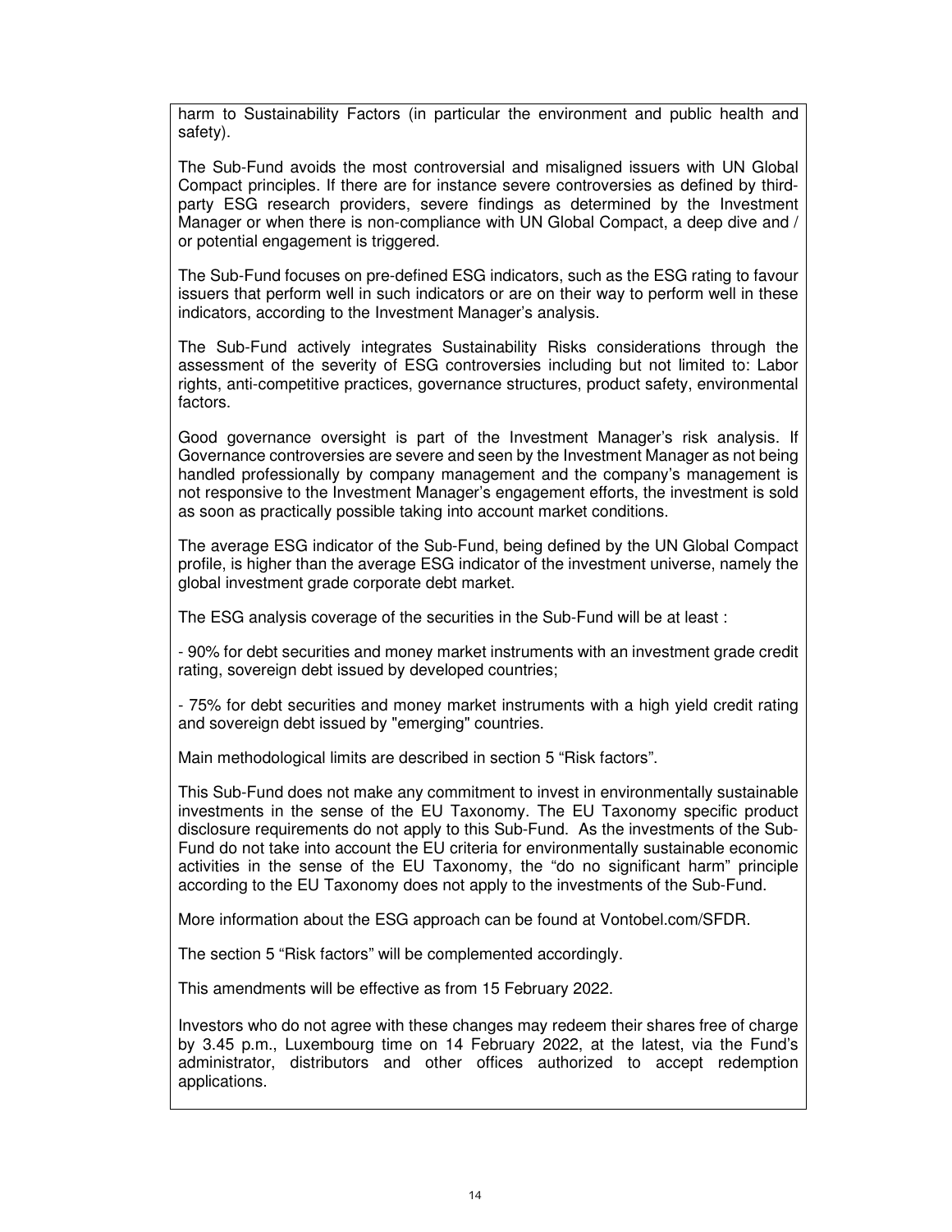harm to Sustainability Factors (in particular the environment and public health and safety).

The Sub-Fund avoids the most controversial and misaligned issuers with UN Global Compact principles. If there are for instance severe controversies as defined by third-party ESG research providers, severe findings as determined by the Investment Manager or when there is non-compliance with UN Global Compact, a deep dive and / or potential engagement is triggered.

The Sub-Fund focuses on pre-defined ESG indicators, such as the ESG rating to favour issuers that perform well in such indicators or are on their way to perform well in these indicators, according to the Investment Manager's analysis.

The Sub-Fund actively integrates Sustainability Risks considerations through the assessment of the severity of ESG controversies including but not limited to: Labor rights, anti-competitive practices, governance structures, product safety, environmental factors.

Good governance oversight is part of the Investment Manager's risk analysis. If Governance controversies are severe and seen by the Investment Manager as not being handled professionally by company management and the company's management is not responsive to the Investment Manager's engagement efforts, the investment is sold as soon as practically possible taking into account market conditions.

The average ESG indicator of the Sub-Fund, being defined by the UN Global Compact profile, is higher than the average ESG indicator of the investment universe, namely the global investment grade corporate debt market.

The ESG analysis coverage of the securities in the Sub-Fund will be at least :

- 90% for debt securities and money market instruments with an investment grade credit rating, sovereign debt issued by developed countries;

- 75% for debt securities and money market instruments with a high yield credit rating and sovereign debt issued by "emerging" countries.

Main methodological limits are described in section 5 "Risk factors".

This Sub-Fund does not make any commitment to invest in environmentally sustainable investments in the sense of the EU Taxonomy. The EU Taxonomy specific product disclosure requirements do not apply to this Sub-Fund. As the investments of the Sub-Fund do not take into account the EU criteria for environmentally sustainable economic activities in the sense of the EU Taxonomy, the "do no significant harm" principle according to the EU Taxonomy does not apply to the investments of the Sub-Fund.

More information about the ESG approach can be found at Vontobel.com/SFDR.

The section 5 "Risk factors" will be complemented accordingly.

This amendments will be effective as from 15 February 2022.

Investors who do not agree with these changes may redeem their shares free of charge by 3.45 p.m., Luxembourg time on 14 February 2022, at the latest, via the Fund's administrator, distributors and other offices authorized to accept redemption applications.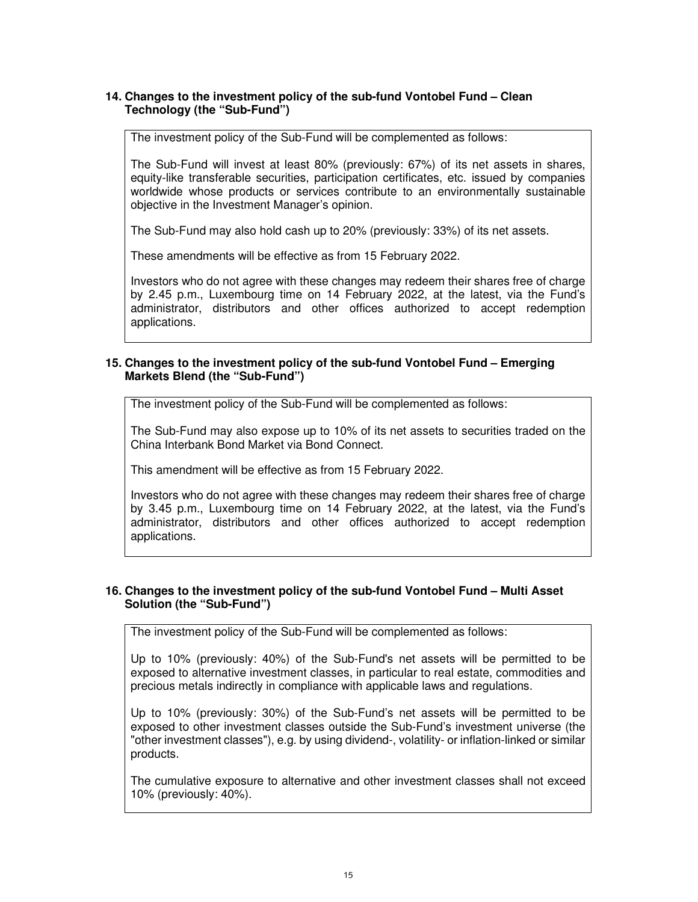## 14. Changes to the investment policy of the sub-fund Vontobel Fund – Clean Technology (the "Sub-Fund")

The investment policy of the Sub-Fund will be complemented as follows:

The Sub-Fund will invest at least 80% (previously: 67%) of its net assets in shares, equity-like transferable securities, participation certificates, etc. issued by companies worldwide whose products or services contribute to an environmentally sustainable objective in the Investment Manager's opinion.

The Sub-Fund may also hold cash up to 20% (previously: 33%) of its net assets.

These amendments will be effective as from 15 February 2022.

Investors who do not agree with these changes may redeem their shares free of charge by 2.45 p.m., Luxembourg time on 14 February 2022, at the latest, via the Fund's administrator, distributors and other offices authorized to accept redemption applications.

## 15. Changes to the investment policy of the sub-fund Vontobel Fund – Emerging Markets Blend (the "Sub-Fund")

The investment policy of the Sub-Fund will be complemented as follows:

The Sub-Fund may also expose up to 10% of its net assets to securities traded on the China Interbank Bond Market via Bond Connect.

This amendment will be effective as from 15 February 2022.

Investors who do not agree with these changes may redeem their shares free of charge by 3.45 p.m., Luxembourg time on 14 February 2022, at the latest, via the Fund's administrator, distributors and other offices authorized to accept redemption applications.

## 16. Changes to the investment policy of the sub-fund Vontobel Fund – Multi Asset Solution (the "Sub-Fund")

The investment policy of the Sub-Fund will be complemented as follows:

Up to 10% (previously: 40%) of the Sub-Fund's net assets will be permitted to be exposed to alternative investment classes, in particular to real estate, commodities and precious metals indirectly in compliance with applicable laws and regulations.

Up to 10% (previously: 30%) of the Sub-Fund's net assets will be permitted to be exposed to other investment classes outside the Sub-Fund's investment universe (the "other investment classes"), e.g. by using dividend-, volatility- or inflation-linked or similar products.

The cumulative exposure to alternative and other investment classes shall not exceed 10% (previously: 40%).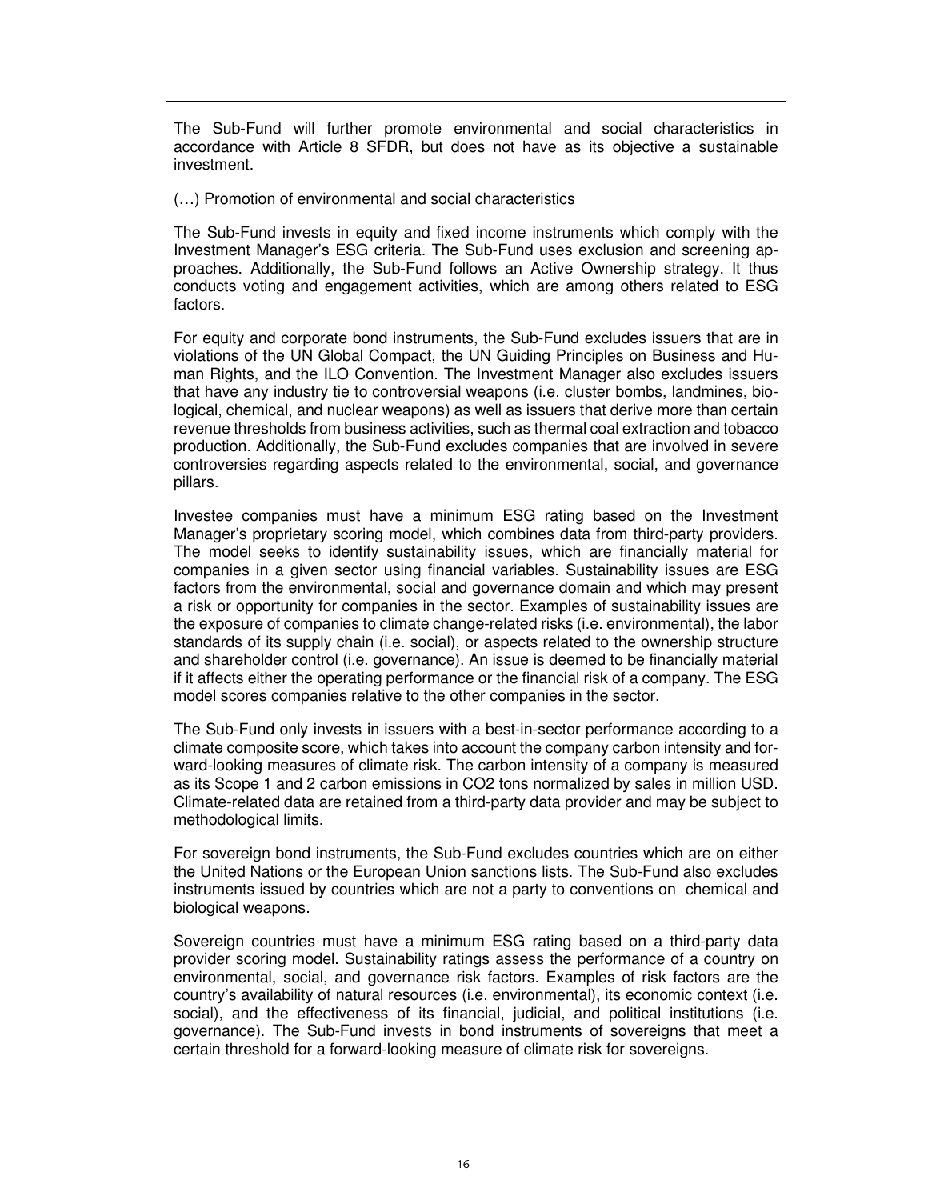The Sub-Fund will further promote environmental and social characteristics in accordance with Article 8 SFDR, but does not have as its objective a sustainable investment.

(…) Promotion of environmental and social characteristics

The Sub-Fund invests in equity and fixed income instruments which comply with the Investment Manager's ESG criteria. The Sub-Fund uses exclusion and screening approaches. Additionally, the Sub-Fund follows an Active Ownership strategy. It thus conducts voting and engagement activities, which are among others related to ESG factors.

For equity and corporate bond instruments, the Sub-Fund excludes issuers that are in violations of the UN Global Compact, the UN Guiding Principles on Business and Human Rights, and the ILO Convention. The Investment Manager also excludes issuers that have any industry tie to controversial weapons (i.e. cluster bombs, landmines, biological, chemical, and nuclear weapons) as well as issuers that derive more than certain revenue thresholds from business activities, such as thermal coal extraction and tobacco production. Additionally, the Sub-Fund excludes companies that are involved in severe controversies regarding aspects related to the environmental, social, and governance pillars.

Investee companies must have a minimum ESG rating based on the Investment Manager's proprietary scoring model, which combines data from third-party providers. The model seeks to identify sustainability issues, which are financially material for companies in a given sector using financial variables. Sustainability issues are ESG factors from the environmental, social and governance domain and which may present a risk or opportunity for companies in the sector. Examples of sustainability issues are the exposure of companies to climate change-related risks (i.e. environmental), the labor standards of its supply chain (i.e. social), or aspects related to the ownership structure and shareholder control (i.e. governance). An issue is deemed to be financially material if it affects either the operating performance or the financial risk of a company. The ESG model scores companies relative to the other companies in the sector.

The Sub-Fund only invests in issuers with a best-in-sector performance according to a climate composite score, which takes into account the company carbon intensity and forward-looking measures of climate risk. The carbon intensity of a company is measured as its Scope 1 and 2 carbon emissions in $CO_2$ tons normalized by sales in million USD. Climate-related data are retained from a third-party data provider and may be subject to methodological limits.

For sovereign bond instruments, the Sub-Fund excludes countries which are on either the United Nations or the European Union sanctions lists. The Sub-Fund also excludes instruments issued by countries which are not a party to conventions on chemical and biological weapons.

Sovereign countries must have a minimum ESG rating based on a third-party data provider scoring model. Sustainability ratings assess the performance of a country on environmental, social, and governance risk factors. Examples of risk factors are the country's availability of natural resources (i.e. environmental), its economic context (i.e. social), and the effectiveness of its financial, judicial, and political institutions (i.e. governance). The Sub-Fund invests in bond instruments of sovereigns that meet a certain threshold for a forward-looking measure of climate risk for sovereigns.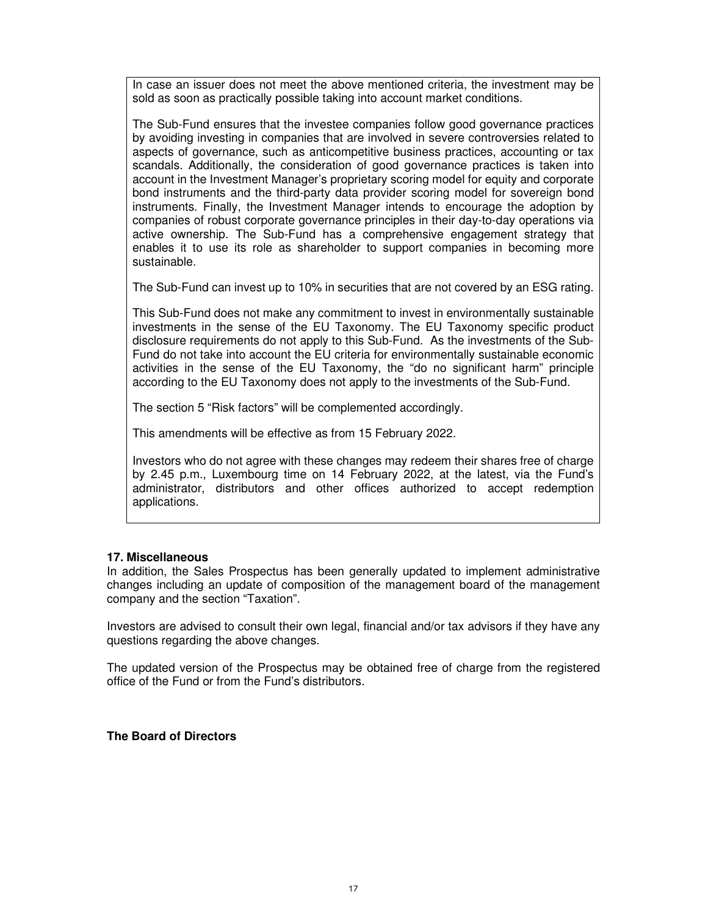In case an issuer does not meet the above mentioned criteria, the investment may be sold as soon as practically possible taking into account market conditions.

The Sub-Fund ensures that the investee companies follow good governance practices by avoiding investing in companies that are involved in severe controversies related to aspects of governance, such as anticompetitive business practices, accounting or tax scandals. Additionally, the consideration of good governance practices is taken into account in the Investment Manager's proprietary scoring model for equity and corporate bond instruments and the third-party data provider scoring model for sovereign bond instruments. Finally, the Investment Manager intends to encourage the adoption by companies of robust corporate governance principles in their day-to-day operations via active ownership. The Sub-Fund has a comprehensive engagement strategy that enables it to use its role as shareholder to support companies in becoming more sustainable.

The Sub-Fund can invest up to 10% in securities that are not covered by an ESG rating.

This Sub-Fund does not make any commitment to invest in environmentally sustainable investments in the sense of the EU Taxonomy. The EU Taxonomy specific product disclosure requirements do not apply to this Sub-Fund. As the investments of the Sub-Fund do not take into account the EU criteria for environmentally sustainable economic activities in the sense of the EU Taxonomy, the "do no significant harm" principle according to the EU Taxonomy does not apply to the investments of the Sub-Fund.

The section 5 "Risk factors" will be complemented accordingly.

This amendments will be effective as from 15 February 2022.

Investors who do not agree with these changes may redeem their shares free of charge by 2.45 p.m., Luxembourg time on 14 February 2022, at the latest, via the Fund's administrator, distributors and other offices authorized to accept redemption applications.

**17. Miscellaneous**

In addition, the Sales Prospectus has been generally updated to implement administrative changes including an update of composition of the management board of the management company and the section "Taxation".

Investors are advised to consult their own legal, financial and/or tax advisors if they have any questions regarding the above changes.

The updated version of the Prospectus may be obtained free of charge from the registered office of the Fund or from the Fund's distributors.

**The Board of Directors**